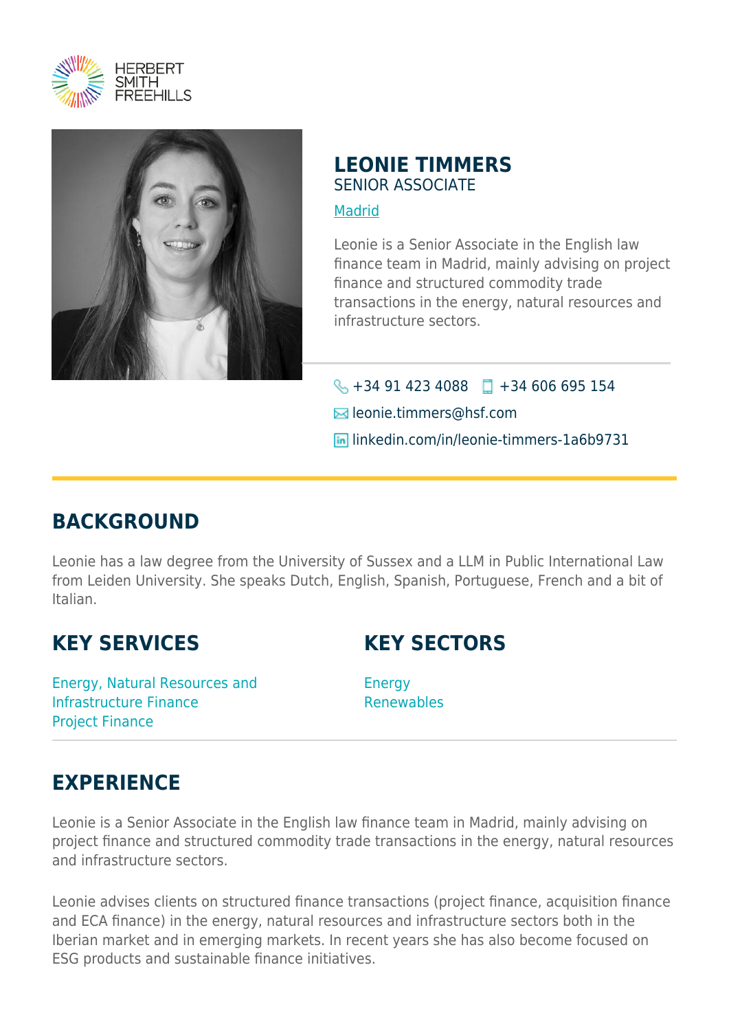HERBERT SMITH FREEHILLS

# LEONIE TIMMERS

SENIOR ASSOCIATE

Madrid

Leonie is a Senior Associate in the English law finance team in Madrid, mainly advising on project finance and structured commodity trade transactions in the energy, natural resources and infrastructure sectors.

+34 91 423 4088 +34 606 695 154

leonie.timmers@hsf.com

linkedin.com/in/leonie-timmers-1a6b9731

## BACKGROUND

Leonie has a law degree from the University of Sussex and a LLM in Public International Law from Leiden University. She speaks Dutch, English, Spanish, Portuguese, French and a bit of Italian.

## KEY SERVICES

Energy, Natural Resources and Infrastructure Finance
Project Finance

## KEY SECTORS

Energy
Renewables

## EXPERIENCE

Leonie is a Senior Associate in the English law finance team in Madrid, mainly advising on project finance and structured commodity trade transactions in the energy, natural resources and infrastructure sectors.

Leonie advises clients on structured finance transactions (project finance, acquisition finance and ECA finance) in the energy, natural resources and infrastructure sectors both in the Iberian market and in emerging markets. In recent years she has also become focused on ESG products and sustainable finance initiatives.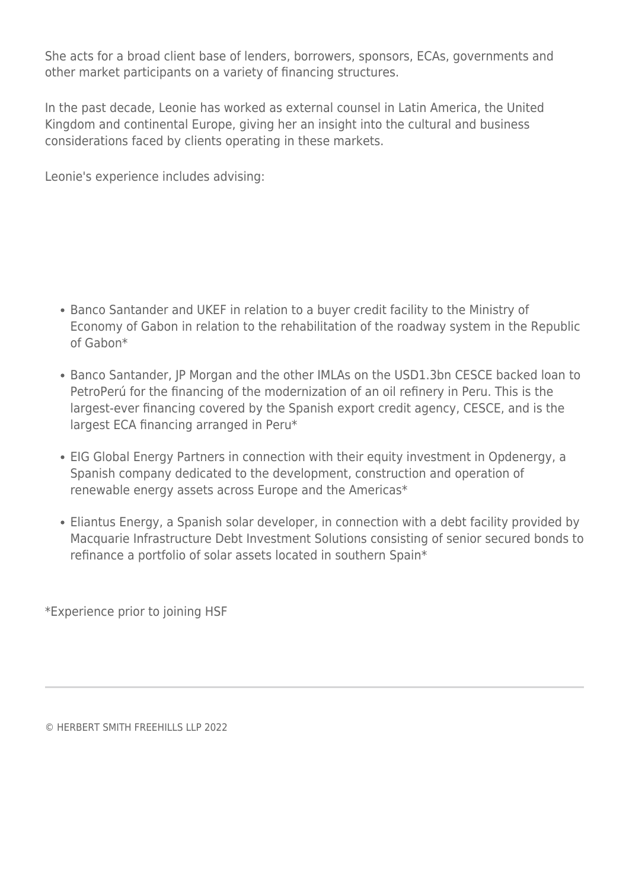She acts for a broad client base of lenders, borrowers, sponsors, ECAs, governments and other market participants on a variety of financing structures.

In the past decade, Leonie has worked as external counsel in Latin America, the United Kingdom and continental Europe, giving her an insight into the cultural and business considerations faced by clients operating in these markets.

Leonie's experience includes advising:

- Banco Santander and UKEF in relation to a buyer credit facility to the Ministry of Economy of Gabon in relation to the rehabilitation of the roadway system in the Republic of Gabon*
- Banco Santander, JP Morgan and the other IMLAs on the USD1.3bn CESCE backed loan to PetroPerú for the financing of the modernization of an oil refinery in Peru. This is the largest-ever financing covered by the Spanish export credit agency, CESCE, and is the largest ECA financing arranged in Peru*
- EIG Global Energy Partners in connection with their equity investment in Opdenergy, a Spanish company dedicated to the development, construction and operation of renewable energy assets across Europe and the Americas*
- Eliantus Energy, a Spanish solar developer, in connection with a debt facility provided by Macquarie Infrastructure Debt Investment Solutions consisting of senior secured bonds to refinance a portfolio of solar assets located in southern Spain*

*Experience prior to joining HSF

© HERBERT SMITH FREEHILLS LLP 2022